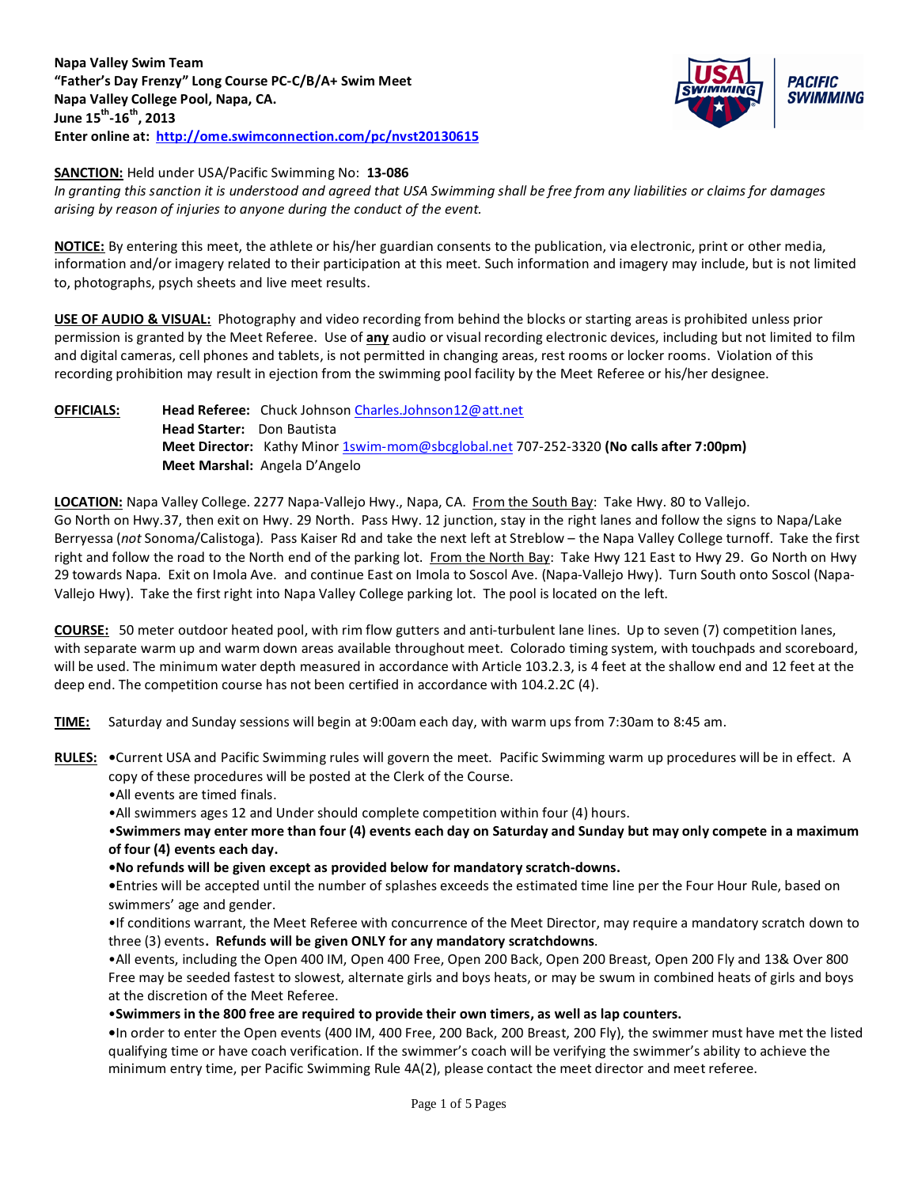**Napa Valley Swim Team**
**"Father's Day Frenzy" Long Course PC-C/B/A+ Swim Meet**
**Napa Valley College Pool, Napa, CA.**
**June 15th-16th, 2013**
**Enter online at: http://ome.swimconnection.com/pc/nvst20130615**

**SANCTION:** Held under USA/Pacific Swimming No: **13-086**
*In granting this sanction it is understood and agreed that USA Swimming shall be free from any liabilities or claims for damages arising by reason of injuries to anyone during the conduct of the event.*

**NOTICE:** By entering this meet, the athlete or his/her guardian consents to the publication, via electronic, print or other media, information and/or imagery related to their participation at this meet. Such information and imagery may include, but is not limited to, photographs, psych sheets and live meet results.

**USE OF AUDIO & VISUAL:** Photography and video recording from behind the blocks or starting areas is prohibited unless prior permission is granted by the Meet Referee. Use of **any** audio or visual recording electronic devices, including but not limited to film and digital cameras, cell phones and tablets, is not permitted in changing areas, rest rooms or locker rooms. Violation of this recording prohibition may result in ejection from the swimming pool facility by the Meet Referee or his/her designee.

**OFFICIALS:**
**Head Referee:** Chuck Johnson Charles.Johnson12@att.net
**Head Starter:** Don Bautista
**Meet Director:** Kathy Minor 1swim-mom@sbcglobal.net 707-252-3320 **(No calls after 7:00pm)**
**Meet Marshal:** Angela D'Angelo

**LOCATION:** Napa Valley College. 2277 Napa-Vallejo Hwy., Napa, CA. From the South Bay: Take Hwy. 80 to Vallejo. Go North on Hwy.37, then exit on Hwy. 29 North. Pass Hwy. 12 junction, stay in the right lanes and follow the signs to Napa/Lake Berryessa (*not* Sonoma/Calistoga). Pass Kaiser Rd and take the next left at Streblow – the Napa Valley College turnoff. Take the first right and follow the road to the North end of the parking lot. From the North Bay: Take Hwy 121 East to Hwy 29. Go North on Hwy 29 towards Napa. Exit on Imola Ave. and continue East on Imola to Soscol Ave. (Napa-Vallejo Hwy). Turn South onto Soscol (Napa-Vallejo Hwy). Take the first right into Napa Valley College parking lot. The pool is located on the left.

**COURSE:** 50 meter outdoor heated pool, with rim flow gutters and anti-turbulent lane lines. Up to seven (7) competition lanes, with separate warm up and warm down areas available throughout meet. Colorado timing system, with touchpads and scoreboard, will be used. The minimum water depth measured in accordance with Article 103.2.3, is 4 feet at the shallow end and 12 feet at the deep end. The competition course has not been certified in accordance with 104.2.2C (4).

**TIME:** Saturday and Sunday sessions will begin at 9:00am each day, with warm ups from 7:30am to 8:45 am.

**RULES:**
- Current USA and Pacific Swimming rules will govern the meet. Pacific Swimming warm up procedures will be in effect. A copy of these procedures will be posted at the Clerk of the Course.
- All events are timed finals.
- All swimmers ages 12 and Under should complete competition within four (4) hours.
- **Swimmers may enter more than four (4) events each day on Saturday and Sunday but may only compete in a maximum of four (4) events each day.**
- **No refunds will be given except as provided below for mandatory scratch-downs.**
- Entries will be accepted until the number of splashes exceeds the estimated time line per the Four Hour Rule, based on swimmers' age and gender.
- If conditions warrant, the Meet Referee with concurrence of the Meet Director, may require a mandatory scratch down to three (3) events**. Refunds will be given ONLY for any mandatory scratchdowns**.
- All events, including the Open 400 IM, Open 400 Free, Open 200 Back, Open 200 Breast, Open 200 Fly and 13& Over 800 Free may be seeded fastest to slowest, alternate girls and boys heats, or may be swum in combined heats of girls and boys at the discretion of the Meet Referee.
- **Swimmers in the 800 free are required to provide their own timers, as well as lap counters.**
- In order to enter the Open events (400 IM, 400 Free, 200 Back, 200 Breast, 200 Fly), the swimmer must have met the listed qualifying time or have coach verification. If the swimmer's coach will be verifying the swimmer's ability to achieve the minimum entry time, per Pacific Swimming Rule 4A(2), please contact the meet director and meet referee.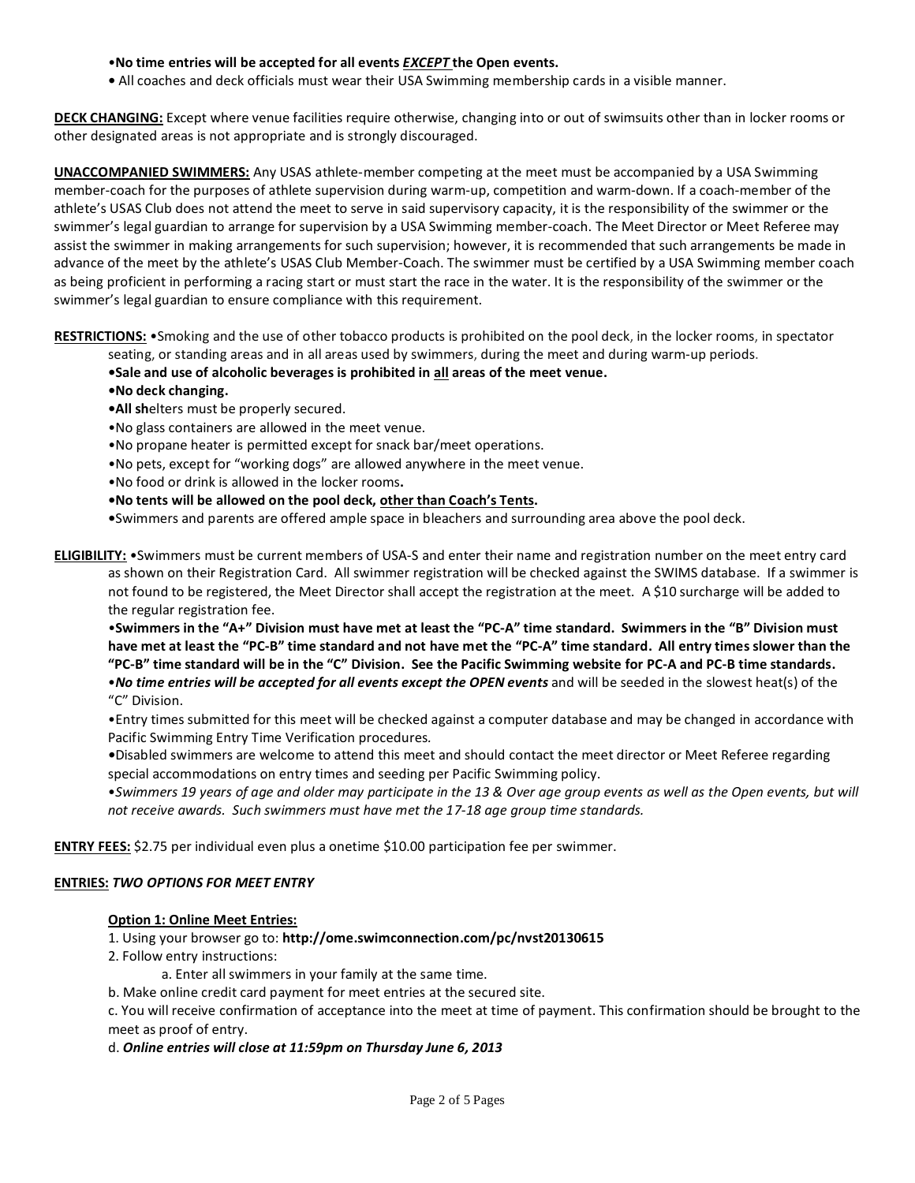- **No time entries will be accepted for all events *EXCEPT* the Open events.**
- All coaches and deck officials must wear their USA Swimming membership cards in a visible manner.

**DECK CHANGING:** Except where venue facilities require otherwise, changing into or out of swimsuits other than in locker rooms or other designated areas is not appropriate and is strongly discouraged.

**UNACCOMPANIED SWIMMERS:** Any USAS athlete-member competing at the meet must be accompanied by a USA Swimming member-coach for the purposes of athlete supervision during warm-up, competition and warm-down. If a coach-member of the athlete's USAS Club does not attend the meet to serve in said supervisory capacity, it is the responsibility of the swimmer or the swimmer's legal guardian to arrange for supervision by a USA Swimming member-coach. The Meet Director or Meet Referee may assist the swimmer in making arrangements for such supervision; however, it is recommended that such arrangements be made in advance of the meet by the athlete's USAS Club Member-Coach. The swimmer must be certified by a USA Swimming member coach as being proficient in performing a racing start or must start the race in the water. It is the responsibility of the swimmer or the swimmer's legal guardian to ensure compliance with this requirement.

**RESTRICTIONS:**
- Smoking and the use of other tobacco products is prohibited on the pool deck, in the locker rooms, in spectator seating, or standing areas and in all areas used by swimmers, during the meet and during warm-up periods.
- **Sale and use of alcoholic beverages is prohibited in all areas of the meet venue.**
- **No deck changing.**
- **All sh**elters must be properly secured.
- No glass containers are allowed in the meet venue.
- No propane heater is permitted except for snack bar/meet operations.
- No pets, except for "working dogs" are allowed anywhere in the meet venue.
- No food or drink is allowed in the locker rooms**.**
- **No tents will be allowed on the pool deck, other than Coach's Tents.**
- Swimmers and parents are offered ample space in bleachers and surrounding area above the pool deck.

**ELIGIBILITY:**
- Swimmers must be current members of USA-S and enter their name and registration number on the meet entry card as shown on their Registration Card. All swimmer registration will be checked against the SWIMS database. If a swimmer is not found to be registered, the Meet Director shall accept the registration at the meet. A $10 surcharge will be added to the regular registration fee.
- **Swimmers in the "A+" Division must have met at least the "PC-A" time standard. Swimmers in the "B" Division must have met at least the "PC-B" time standard and not have met the "PC-A" time standard. All entry times slower than the "PC-B" time standard will be in the "C" Division. See the Pacific Swimming website for PC-A and PC-B time standards.**
- ***No time entries will be accepted for all events except the OPEN events*** and will be seeded in the slowest heat(s) of the "C" Division.
- Entry times submitted for this meet will be checked against a computer database and may be changed in accordance with Pacific Swimming Entry Time Verification procedures.
- Disabled swimmers are welcome to attend this meet and should contact the meet director or Meet Referee regarding special accommodations on entry times and seeding per Pacific Swimming policy.
- *Swimmers 19 years of age and older may participate in the 13 & Over age group events as well as the Open events, but will not receive awards. Such swimmers must have met the 17-18 age group time standards.*

**ENTRY FEES:** $2.75 per individual even plus a onetime $10.00 participation fee per swimmer.

**ENTRIES:** ***TWO OPTIONS FOR MEET ENTRY***

**Option 1: Online Meet Entries:**

1. Using your browser go to: **http://ome.swimconnection.com/pc/nvst20130615**
2. Follow entry instructions:
   a. Enter all swimmers in your family at the same time.

b. Make online credit card payment for meet entries at the secured site.

c. You will receive confirmation of acceptance into the meet at time of payment. This confirmation should be brought to the meet as proof of entry.

d. ***Online entries will close at 11:59pm on Thursday June 6, 2013***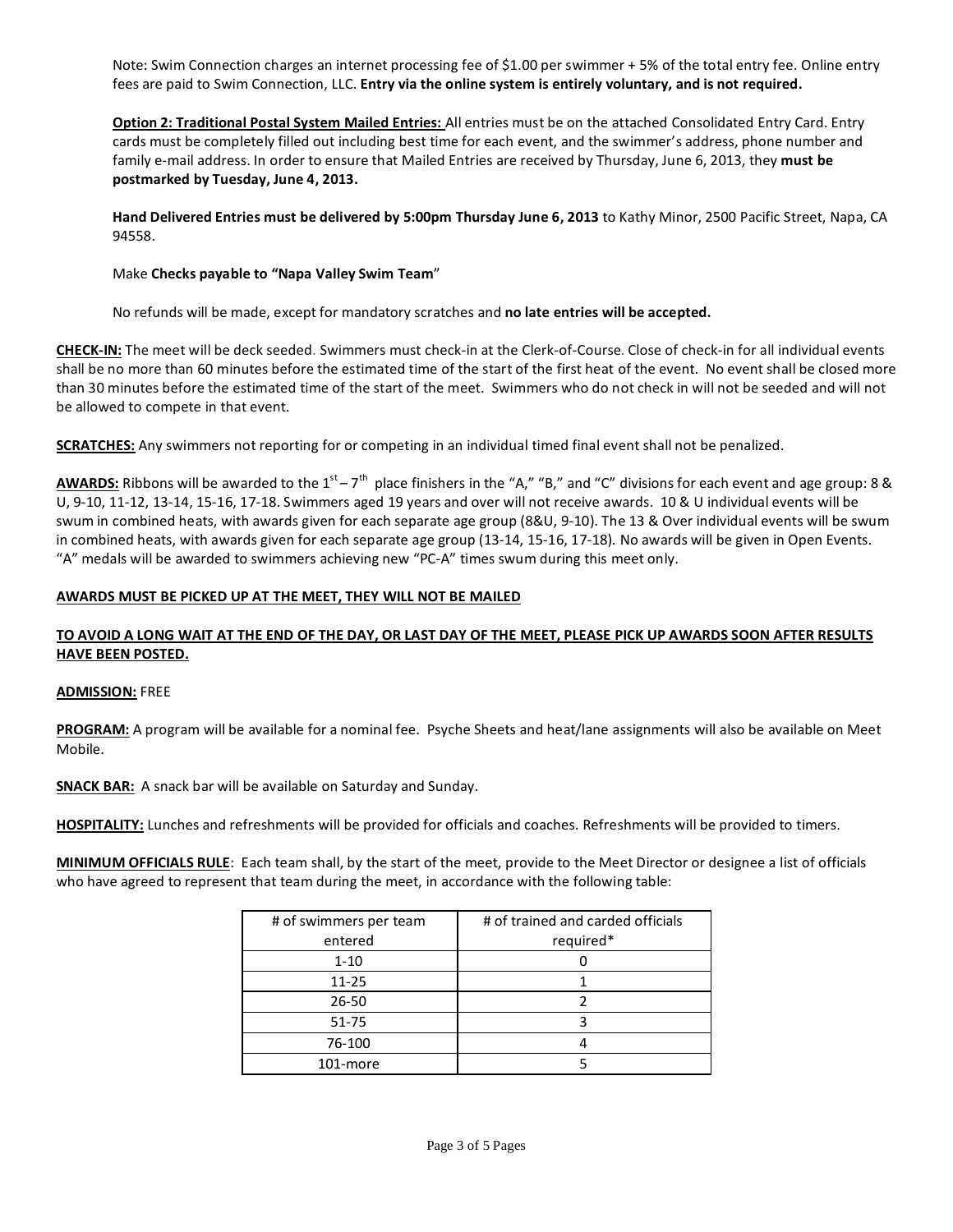Note: Swim Connection charges an internet processing fee of $1.00 per swimmer + 5% of the total entry fee. Online entry fees are paid to Swim Connection, LLC. **Entry via the online system is entirely voluntary, and is not required.**

**Option 2: Traditional Postal System Mailed Entries:** All entries must be on the attached Consolidated Entry Card. Entry cards must be completely filled out including best time for each event, and the swimmer's address, phone number and family e-mail address. In order to ensure that Mailed Entries are received by Thursday, June 6, 2013, they **must be postmarked by Tuesday, June 4, 2013.**

**Hand Delivered Entries must be delivered by 5:00pm Thursday June 6, 2013** to Kathy Minor, 2500 Pacific Street, Napa, CA 94558.

Make **Checks payable to "Napa Valley Swim Team**"

No refunds will be made, except for mandatory scratches and **no late entries will be accepted.**

**CHECK-IN:** The meet will be deck seeded. Swimmers must check-in at the Clerk-of-Course. Close of check-in for all individual events shall be no more than 60 minutes before the estimated time of the start of the first heat of the event. No event shall be closed more than 30 minutes before the estimated time of the start of the meet. Swimmers who do not check in will not be seeded and will not be allowed to compete in that event.

**SCRATCHES:** Any swimmers not reporting for or competing in an individual timed final event shall not be penalized.

**AWARDS:** Ribbons will be awarded to the 1st – 7th place finishers in the "A," "B," and "C" divisions for each event and age group: 8 & U, 9-10, 11-12, 13-14, 15-16, 17-18. Swimmers aged 19 years and over will not receive awards. 10 & U individual events will be swum in combined heats, with awards given for each separate age group (8&U, 9-10). The 13 & Over individual events will be swum in combined heats, with awards given for each separate age group (13-14, 15-16, 17-18). No awards will be given in Open Events. "A" medals will be awarded to swimmers achieving new "PC-A" times swum during this meet only.

**AWARDS MUST BE PICKED UP AT THE MEET, THEY WILL NOT BE MAILED**

**TO AVOID A LONG WAIT AT THE END OF THE DAY, OR LAST DAY OF THE MEET, PLEASE PICK UP AWARDS SOON AFTER RESULTS HAVE BEEN POSTED.**

**ADMISSION:** FREE

**PROGRAM:** A program will be available for a nominal fee. Psyche Sheets and heat/lane assignments will also be available on Meet Mobile.

**SNACK BAR:** A snack bar will be available on Saturday and Sunday.

**HOSPITALITY:** Lunches and refreshments will be provided for officials and coaches. Refreshments will be provided to timers.

**MINIMUM OFFICIALS RULE**: Each team shall, by the start of the meet, provide to the Meet Director or designee a list of officials who have agreed to represent that team during the meet, in accordance with the following table:

| # of swimmers per team entered | # of trained and carded officials required* |
|---|---|
| 1-10 | 0 |
| 11-25 | 1 |
| 26-50 | 2 |
| 51-75 | 3 |
| 76-100 | 4 |
| 101-more | 5 |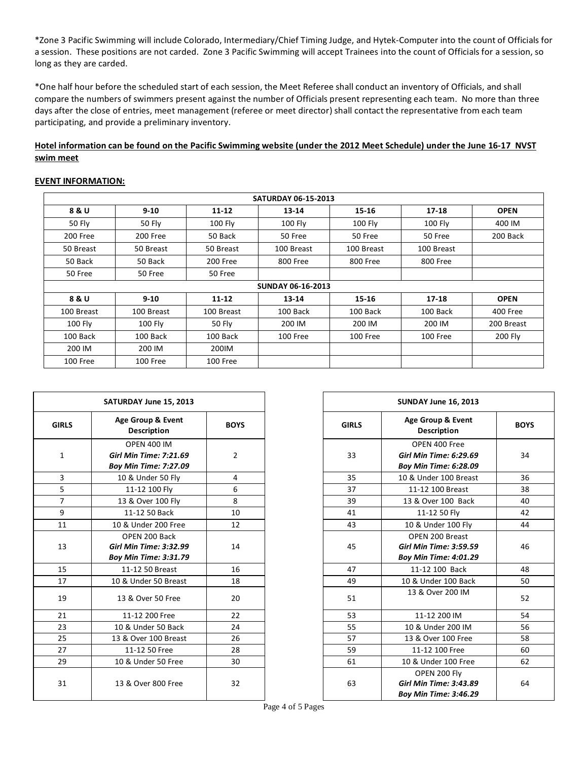*Zone 3 Pacific Swimming will include Colorado, Intermediary/Chief Timing Judge, and Hytek-Computer into the count of Officials for a session. These positions are not carded. Zone 3 Pacific Swimming will accept Trainees into the count of Officials for a session, so long as they are carded.

*One half hour before the scheduled start of each session, the Meet Referee shall conduct an inventory of Officials, and shall compare the numbers of swimmers present against the number of Officials present representing each team. No more than three days after the close of entries, meet management (referee or meet director) shall contact the representative from each team participating, and provide a preliminary inventory.

**Hotel information can be found on the Pacific Swimming website (under the 2012 Meet Schedule) under the June 16-17 NVST swim meet**

**EVENT INFORMATION:**

| SATURDAY 06-15-2013 | | | | | | |
|---|---|---|---|---|---|---|
| **8 & U** | **9-10** | **11-12** | **13-14** | **15-16** | **17-18** | **OPEN** |
| 50 Fly | 50 Fly | 100 Fly | 100 Fly | 100 Fly | 100 Fly | 400 IM |
| 200 Free | 200 Free | 50 Back | 50 Free | 50 Free | 50 Free | 200 Back |
| 50 Breast | 50 Breast | 50 Breast | 100 Breast | 100 Breast | 100 Breast | |
| 50 Back | 50 Back | 200 Free | 800 Free | 800 Free | 800 Free | |
| 50 Free | 50 Free | 50 Free | | | | |
| **SUNDAY 06-16-2013** | | | | | | |
| **8 & U** | **9-10** | **11-12** | **13-14** | **15-16** | **17-18** | **OPEN** |
| 100 Breast | 100 Breast | 100 Breast | 100 Back | 100 Back | 100 Back | 400 Free |
| 100 Fly | 100 Fly | 50 Fly | 200 IM | 200 IM | 200 IM | 200 Breast |
| 100 Back | 100 Back | 100 Back | 100 Free | 100 Free | 100 Free | 200 Fly |
| 200 IM | 200 IM | 200IM | | | | |
| 100 Free | 100 Free | 100 Free | | | | |

| SATURDAY June 15, 2013 | | |
|---|---|---|
| **GIRLS** | **Age Group & Event Description** | **BOYS** |
| 1 | OPEN 400 IM<br>***Girl Min Time: 7:21.69***<br>***Boy Min Time: 7:27.09*** | 2 |
| 3 | 10 & Under 50 Fly | 4 |
| 5 | 11-12 100 Fly | 6 |
| 7 | 13 & Over 100 Fly | 8 |
| 9 | 11-12 50 Back | 10 |
| 11 | 10 & Under 200 Free | 12 |
| 13 | OPEN 200 Back<br>***Girl Min Time: 3:32.99***<br>***Boy Min Time: 3:31.79*** | 14 |
| 15 | 11-12 50 Breast | 16 |
| 17 | 10 & Under 50 Breast | 18 |
| 19 | 13 & Over 50 Free | 20 |
| 21 | 11-12 200 Free | 22 |
| 23 | 10 & Under 50 Back | 24 |
| 25 | 13 & Over 100 Breast | 26 |
| 27 | 11-12 50 Free | 28 |
| 29 | 10 & Under 50 Free | 30 |
| 31 | 13 & Over 800 Free | 32 |

| SUNDAY June 16, 2013 | | |
|---|---|---|
| **GIRLS** | **Age Group & Event Description** | **BOYS** |
| 33 | OPEN 400 Free<br>***Girl Min Time: 6:29.69***<br>***Boy Min Time: 6:28.09*** | 34 |
| 35 | 10 & Under 100 Breast | 36 |
| 37 | 11-12 100 Breast | 38 |
| 39 | 13 & Over 100 Back | 40 |
| 41 | 11-12 50 Fly | 42 |
| 43 | 10 & Under 100 Fly | 44 |
| 45 | OPEN 200 Breast<br>***Girl Min Time: 3:59.59***<br>***Boy Min Time: 4:01.29*** | 46 |
| 47 | 11-12 100 Back | 48 |
| 49 | 10 & Under 100 Back | 50 |
| 51 | 13 & Over 200 IM | 52 |
| 53 | 11-12 200 IM | 54 |
| 55 | 10 & Under 200 IM | 56 |
| 57 | 13 & Over 100 Free | 58 |
| 59 | 11-12 100 Free | 60 |
| 61 | 10 & Under 100 Free | 62 |
| 63 | OPEN 200 Fly<br>***Girl Min Time: 3:43.89***<br>***Boy Min Time: 3:46.29*** | 64 |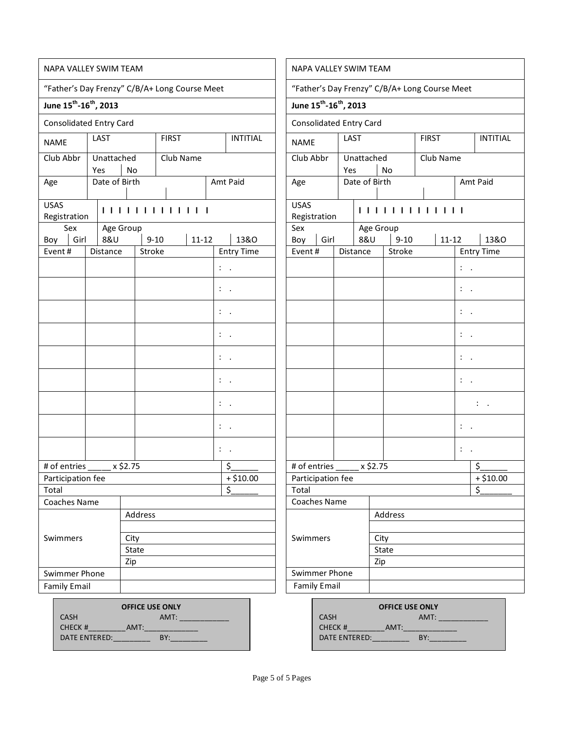NAPA VALLEY SWIM TEAM

"Father's Day Frenzy" C/B/A+ Long Course Meet

**June 15th-16th, 2013**

Consolidated Entry Card

| | | | |
|---|---|---|---|
| NAME | LAST | FIRST | INTITIAL |
| Club Abbr | Unattached Yes / No | Club Name | |
| Age | Date of Birth | | Amt Paid |
| USAS Registration | I I I I I I I I I I I I I | | |
| Sex: Boy / Girl | Age Group: 8&U / 9-10 / 11-12 / 13&O | | |

| Event # | Distance | Stroke | Entry Time |
|---|---|---|---|
| | | | : . |
| | | | : . |
| | | | : . |
| | | | : . |
| | | | : . |
| | | | : . |
| | | | : . |
| | | | : . |
| | | | : . |

| | |
|---|---|
| # of entries _____ x $2.75 | $______ |
| Participation fee | + $10.00 |
| Total | $______ |

| | |
|---|---|
| Coaches Name | |
| Swimmers | Address |
| | |
| | City |
| | State |
| | Zip |
| Swimmer Phone | |
| Family Email | |

**OFFICE USE ONLY**

CASH AMT: ____________

CHECK #_________AMT:_____________

DATE ENTERED:_________ BY:_________

NAPA VALLEY SWIM TEAM

"Father's Day Frenzy" C/B/A+ Long Course Meet

**June 15th-16th, 2013**

Consolidated Entry Card

| | | | |
|---|---|---|---|
| NAME | LAST | FIRST | INTITIAL |
| Club Abbr | Unattached Yes / No | Club Name | |
| Age | Date of Birth | | Amt Paid |
| USAS Registration | I I I I I I I I I I I I I | | |
| Sex: Boy / Girl | Age Group: 8&U / 9-10 / 11-12 / 13&O | | |

| Event # | Distance | Stroke | Entry Time |
|---|---|---|---|
| | | | : . |
| | | | : . |
| | | | : . |
| | | | : . |
| | | | : . |
| | | | : . |
| | | | : . |
| | | | : . |
| | | | : . |

| | |
|---|---|
| # of entries _____ x $2.75 | $______ |
| Participation fee | + $10.00 |
| Total | $_______ |

| | |
|---|---|
| Coaches Name | |
| Swimmers | Address |
| | |
| | City |
| | State |
| | Zip |
| Swimmer Phone | |
| Family Email | |

**OFFICE USE ONLY**

CASH AMT: ____________

CHECK #_________AMT:_____________

DATE ENTERED:_________ BY:_________